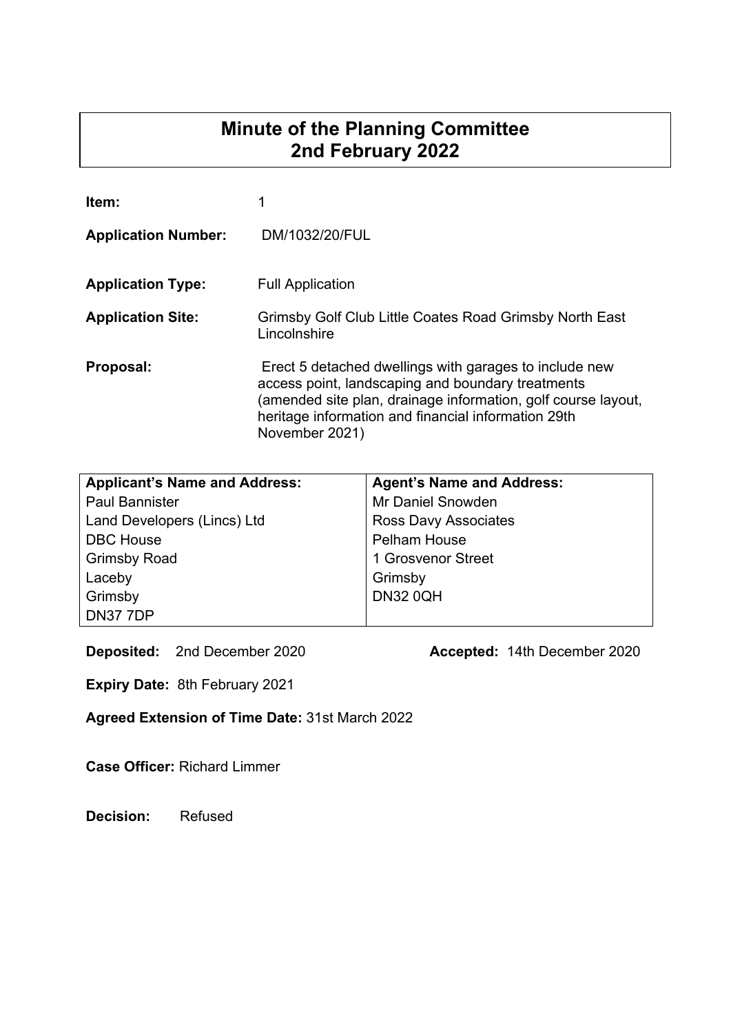# Minute of the Planning Committee 2nd February 2022

**Item:** 1

**Application Number:** DM/1032/20/FUL

**Application Type:** Full Application

**Application Site:** Grimsby Golf Club Little Coates Road Grimsby North East Lincolnshire

**Proposal:** Erect 5 detached dwellings with garages to include new access point, landscaping and boundary treatments (amended site plan, drainage information, golf course layout, heritage information and financial information 29th November 2021)

| **Applicant's Name and Address:** | **Agent's Name and Address:** |
|---|---|
| Paul Bannister | Mr Daniel Snowden |
| Land Developers (Lincs) Ltd | Ross Davy Associates |
| DBC House | Pelham House |
| Grimsby Road | 1 Grosvenor Street |
| Laceby | Grimsby |
| Grimsby | DN32 0QH |
| DN37 7DP | |

**Deposited:** 2nd December 2020 **Accepted:** 14th December 2020

**Expiry Date:** 8th February 2021

**Agreed Extension of Time Date:** 31st March 2022

**Case Officer:** Richard Limmer

**Decision:** Refused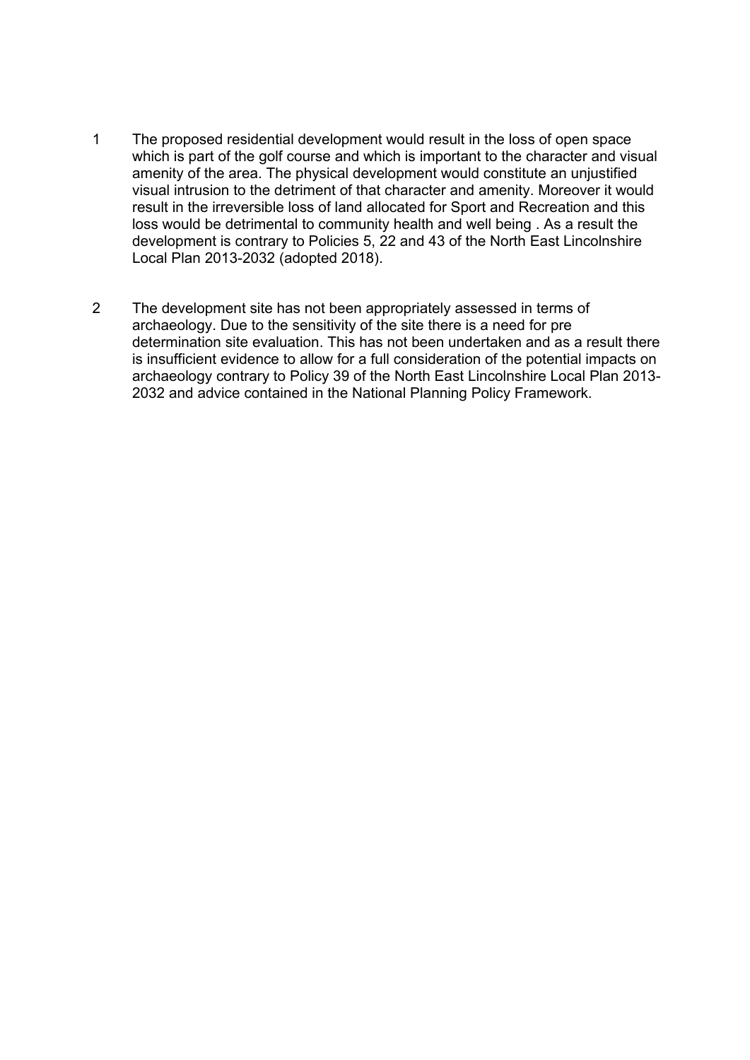1. The proposed residential development would result in the loss of open space which is part of the golf course and which is important to the character and visual amenity of the area. The physical development would constitute an unjustified visual intrusion to the detriment of that character and amenity. Moreover it would result in the irreversible loss of land allocated for Sport and Recreation and this loss would be detrimental to community health and well being . As a result the development is contrary to Policies 5, 22 and 43 of the North East Lincolnshire Local Plan 2013-2032 (adopted 2018).

2. The development site has not been appropriately assessed in terms of archaeology. Due to the sensitivity of the site there is a need for pre determination site evaluation. This has not been undertaken and as a result there is insufficient evidence to allow for a full consideration of the potential impacts on archaeology contrary to Policy 39 of the North East Lincolnshire Local Plan 2013-2032 and advice contained in the National Planning Policy Framework.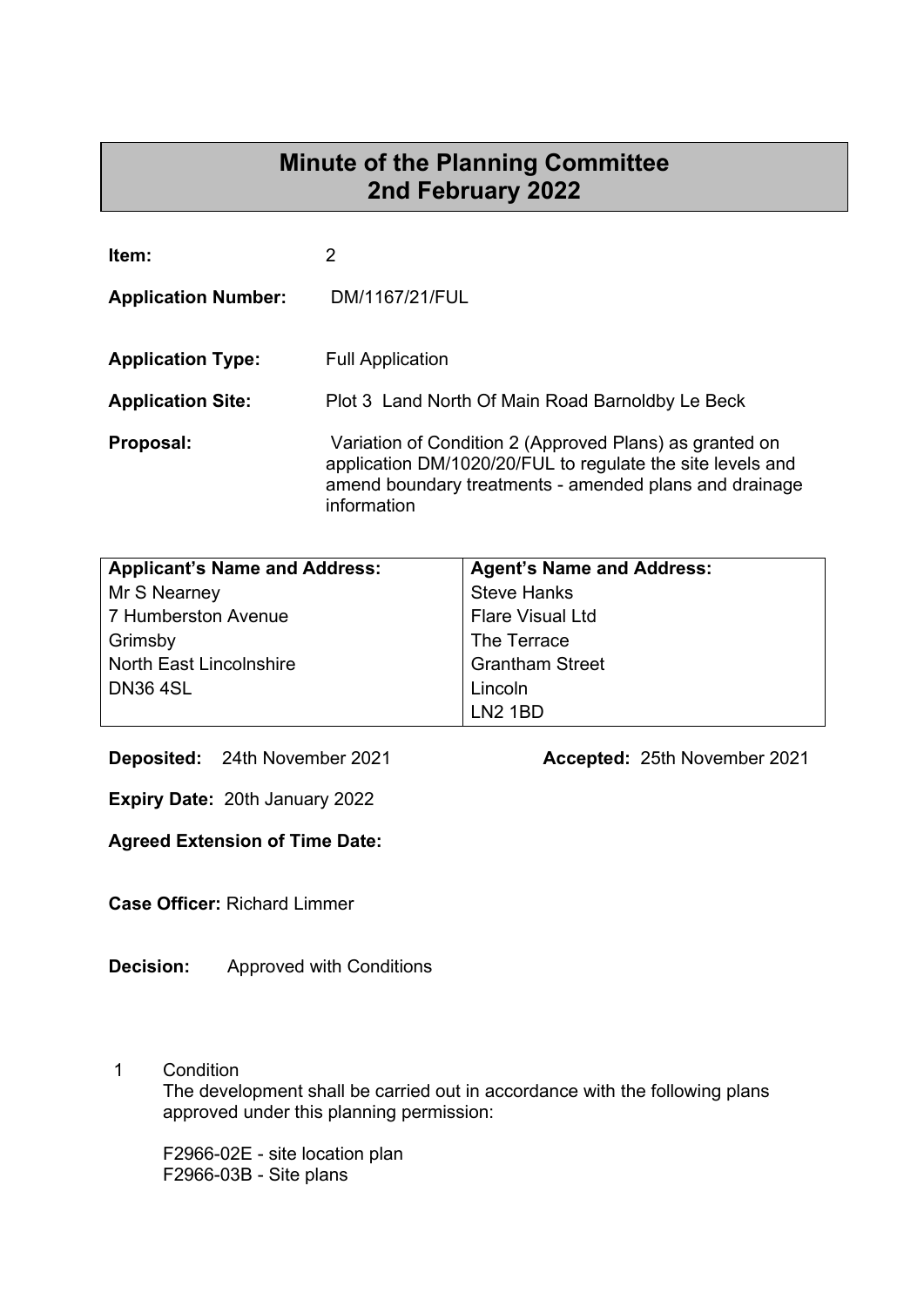# Minute of the Planning Committee
# 2nd February 2022

**Item:** 2

**Application Number:** DM/1167/21/FUL

**Application Type:** Full Application

**Application Site:** Plot 3 Land North Of Main Road Barnoldby Le Beck

**Proposal:** Variation of Condition 2 (Approved Plans) as granted on application DM/1020/20/FUL to regulate the site levels and amend boundary treatments - amended plans and drainage information

| **Applicant's Name and Address:** | **Agent's Name and Address:** |
| --- | --- |
| Mr S Nearney | Steve Hanks |
| 7 Humberston Avenue | Flare Visual Ltd |
| Grimsby | The Terrace |
| North East Lincolnshire | Grantham Street |
| DN36 4SL | Lincoln |
| | LN2 1BD |

**Deposited:** 24th November 2021 **Accepted:** 25th November 2021

**Expiry Date:** 20th January 2022

**Agreed Extension of Time Date:**

**Case Officer:** Richard Limmer

**Decision:** Approved with Conditions

1 Condition
The development shall be carried out in accordance with the following plans approved under this planning permission:

F2966-02E - site location plan
F2966-03B - Site plans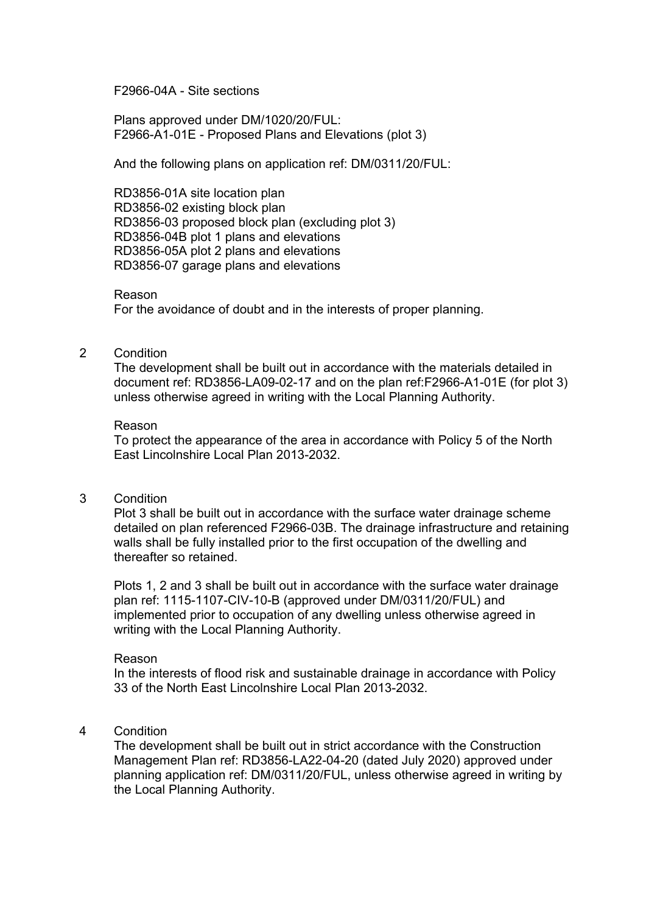F2966-04A - Site sections

Plans approved under DM/1020/20/FUL:
F2966-A1-01E - Proposed Plans and Elevations (plot 3)

And the following plans on application ref: DM/0311/20/FUL:

RD3856-01A site location plan
RD3856-02 existing block plan
RD3856-03 proposed block plan (excluding plot 3)
RD3856-04B plot 1 plans and elevations
RD3856-05A plot 2 plans and elevations
RD3856-07 garage plans and elevations

Reason
For the avoidance of doubt and in the interests of proper planning.

2 Condition
The development shall be built out in accordance with the materials detailed in document ref: RD3856-LA09-02-17 and on the plan ref:F2966-A1-01E (for plot 3) unless otherwise agreed in writing with the Local Planning Authority.

Reason
To protect the appearance of the area in accordance with Policy 5 of the North East Lincolnshire Local Plan 2013-2032.

3 Condition
Plot 3 shall be built out in accordance with the surface water drainage scheme detailed on plan referenced F2966-03B. The drainage infrastructure and retaining walls shall be fully installed prior to the first occupation of the dwelling and thereafter so retained.

Plots 1, 2 and 3 shall be built out in accordance with the surface water drainage plan ref: 1115-1107-CIV-10-B (approved under DM/0311/20/FUL) and implemented prior to occupation of any dwelling unless otherwise agreed in writing with the Local Planning Authority.

Reason
In the interests of flood risk and sustainable drainage in accordance with Policy 33 of the North East Lincolnshire Local Plan 2013-2032.

4 Condition
The development shall be built out in strict accordance with the Construction Management Plan ref: RD3856-LA22-04-20 (dated July 2020) approved under planning application ref: DM/0311/20/FUL, unless otherwise agreed in writing by the Local Planning Authority.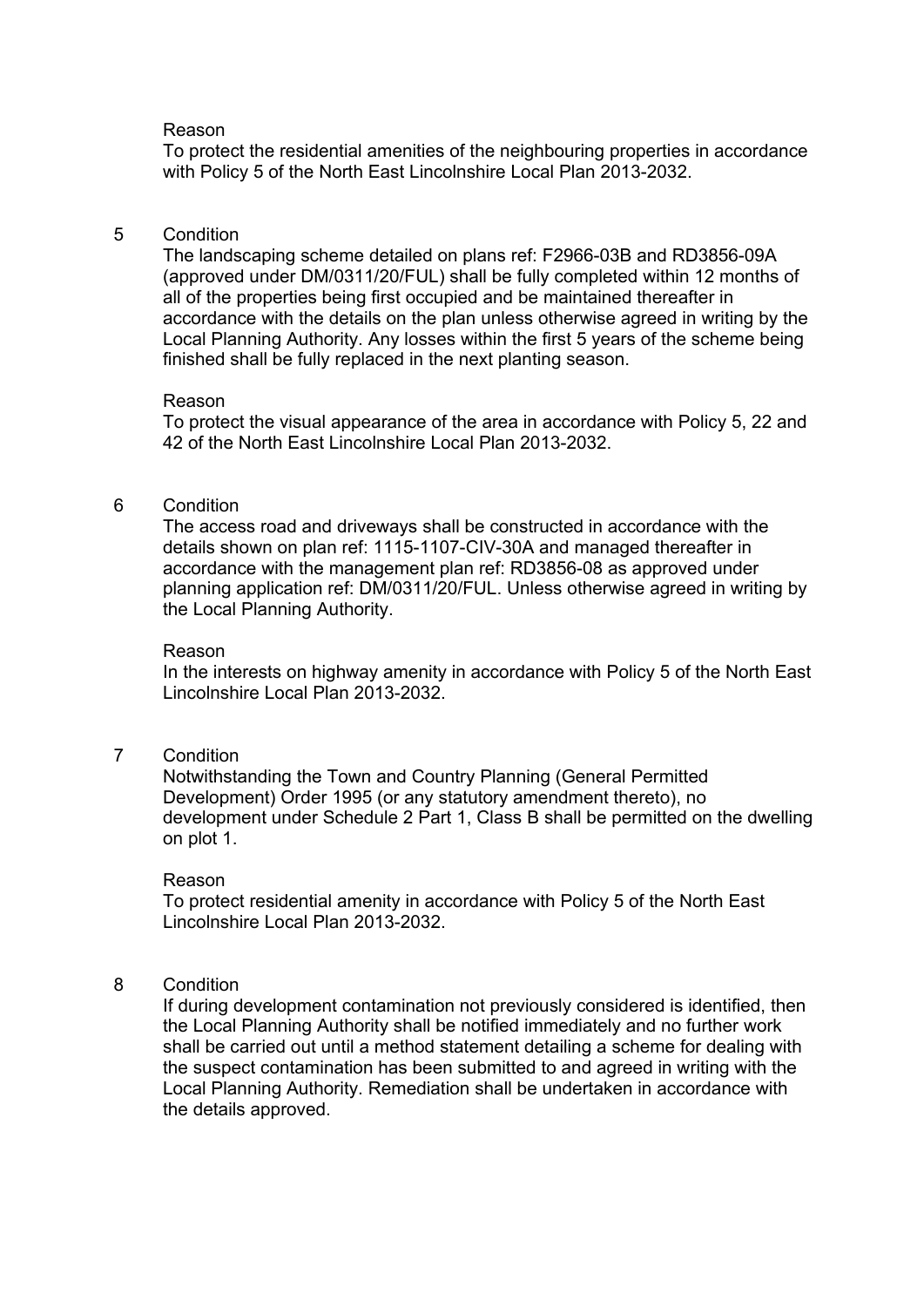Reason

To protect the residential amenities of the neighbouring properties in accordance with Policy 5 of the North East Lincolnshire Local Plan 2013-2032.

5 Condition

The landscaping scheme detailed on plans ref: F2966-03B and RD3856-09A (approved under DM/0311/20/FUL) shall be fully completed within 12 months of all of the properties being first occupied and be maintained thereafter in accordance with the details on the plan unless otherwise agreed in writing by the Local Planning Authority. Any losses within the first 5 years of the scheme being finished shall be fully replaced in the next planting season.

Reason

To protect the visual appearance of the area in accordance with Policy 5, 22 and 42 of the North East Lincolnshire Local Plan 2013-2032.

6 Condition

The access road and driveways shall be constructed in accordance with the details shown on plan ref: 1115-1107-CIV-30A and managed thereafter in accordance with the management plan ref: RD3856-08 as approved under planning application ref: DM/0311/20/FUL. Unless otherwise agreed in writing by the Local Planning Authority.

Reason

In the interests on highway amenity in accordance with Policy 5 of the North East Lincolnshire Local Plan 2013-2032.

7 Condition

Notwithstanding the Town and Country Planning (General Permitted Development) Order 1995 (or any statutory amendment thereto), no development under Schedule 2 Part 1, Class B shall be permitted on the dwelling on plot 1.

Reason

To protect residential amenity in accordance with Policy 5 of the North East Lincolnshire Local Plan 2013-2032.

8 Condition

If during development contamination not previously considered is identified, then the Local Planning Authority shall be notified immediately and no further work shall be carried out until a method statement detailing a scheme for dealing with the suspect contamination has been submitted to and agreed in writing with the Local Planning Authority. Remediation shall be undertaken in accordance with the details approved.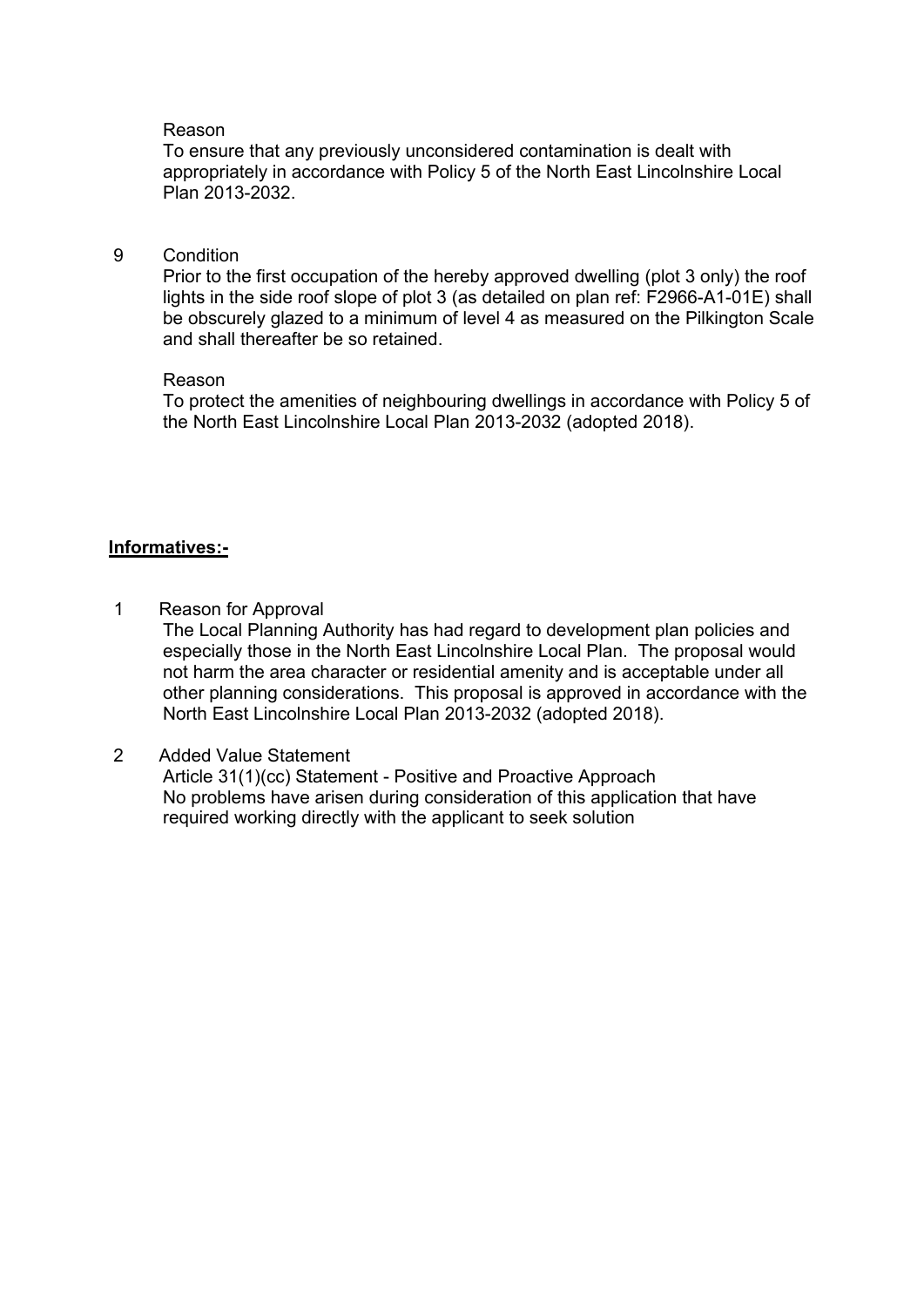Reason

To ensure that any previously unconsidered contamination is dealt with appropriately in accordance with Policy 5 of the North East Lincolnshire Local Plan 2013-2032.

9 Condition

Prior to the first occupation of the hereby approved dwelling (plot 3 only) the roof lights in the side roof slope of plot 3 (as detailed on plan ref: F2966-A1-01E) shall be obscurely glazed to a minimum of level 4 as measured on the Pilkington Scale and shall thereafter be so retained.

Reason

To protect the amenities of neighbouring dwellings in accordance with Policy 5 of the North East Lincolnshire Local Plan 2013-2032 (adopted 2018).

**Informatives:-**

1 Reason for Approval

The Local Planning Authority has had regard to development plan policies and especially those in the North East Lincolnshire Local Plan. The proposal would not harm the area character or residential amenity and is acceptable under all other planning considerations. This proposal is approved in accordance with the North East Lincolnshire Local Plan 2013-2032 (adopted 2018).

2 Added Value Statement

Article 31(1)(cc) Statement - Positive and Proactive Approach

No problems have arisen during consideration of this application that have required working directly with the applicant to seek solution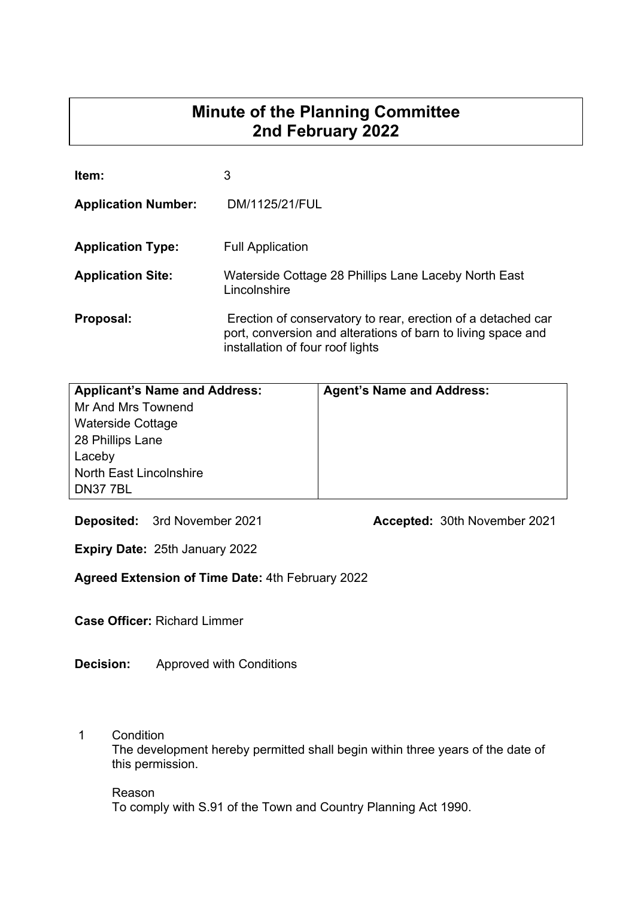# Minute of the Planning Committee 2nd February 2022

**Item:** 3

**Application Number:** DM/1125/21/FUL

**Application Type:** Full Application

**Application Site:** Waterside Cottage 28 Phillips Lane Laceby North East Lincolnshire

**Proposal:** Erection of conservatory to rear, erection of a detached car port, conversion and alterations of barn to living space and installation of four roof lights

| **Applicant's Name and Address:** | **Agent's Name and Address:** |
| --- | --- |
| Mr And Mrs Townend<br>Waterside Cottage<br>28 Phillips Lane<br>Laceby<br>North East Lincolnshire<br>DN37 7BL | |

**Deposited:** 3rd November 2021 **Accepted:** 30th November 2021

**Expiry Date:** 25th January 2022

**Agreed Extension of Time Date:** 4th February 2022

**Case Officer:** Richard Limmer

**Decision:** Approved with Conditions

1 Condition
The development hereby permitted shall begin within three years of the date of this permission.

Reason
To comply with S.91 of the Town and Country Planning Act 1990.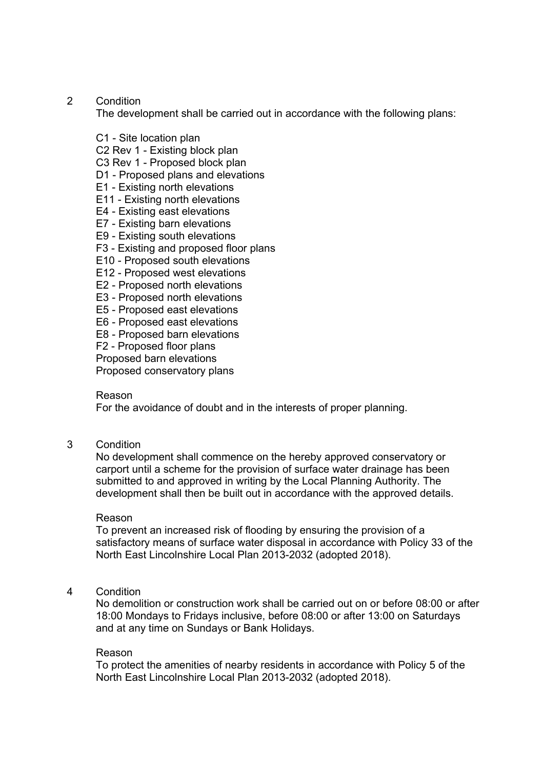2 Condition

The development shall be carried out in accordance with the following plans:

C1 - Site location plan
C2 Rev 1 - Existing block plan
C3 Rev 1 - Proposed block plan
D1 - Proposed plans and elevations
E1 - Existing north elevations
E11 - Existing north elevations
E4 - Existing east elevations
E7 - Existing barn elevations
E9 - Existing south elevations
F3 - Existing and proposed floor plans
E10 - Proposed south elevations
E12 - Proposed west elevations
E2 - Proposed north elevations
E3 - Proposed north elevations
E5 - Proposed east elevations
E6 - Proposed east elevations
E8 - Proposed barn elevations
F2 - Proposed floor plans
Proposed barn elevations
Proposed conservatory plans

Reason

For the avoidance of doubt and in the interests of proper planning.

3 Condition

No development shall commence on the hereby approved conservatory or carport until a scheme for the provision of surface water drainage has been submitted to and approved in writing by the Local Planning Authority. The development shall then be built out in accordance with the approved details.

Reason

To prevent an increased risk of flooding by ensuring the provision of a satisfactory means of surface water disposal in accordance with Policy 33 of the North East Lincolnshire Local Plan 2013-2032 (adopted 2018).

4 Condition

No demolition or construction work shall be carried out on or before 08:00 or after 18:00 Mondays to Fridays inclusive, before 08:00 or after 13:00 on Saturdays and at any time on Sundays or Bank Holidays.

Reason

To protect the amenities of nearby residents in accordance with Policy 5 of the North East Lincolnshire Local Plan 2013-2032 (adopted 2018).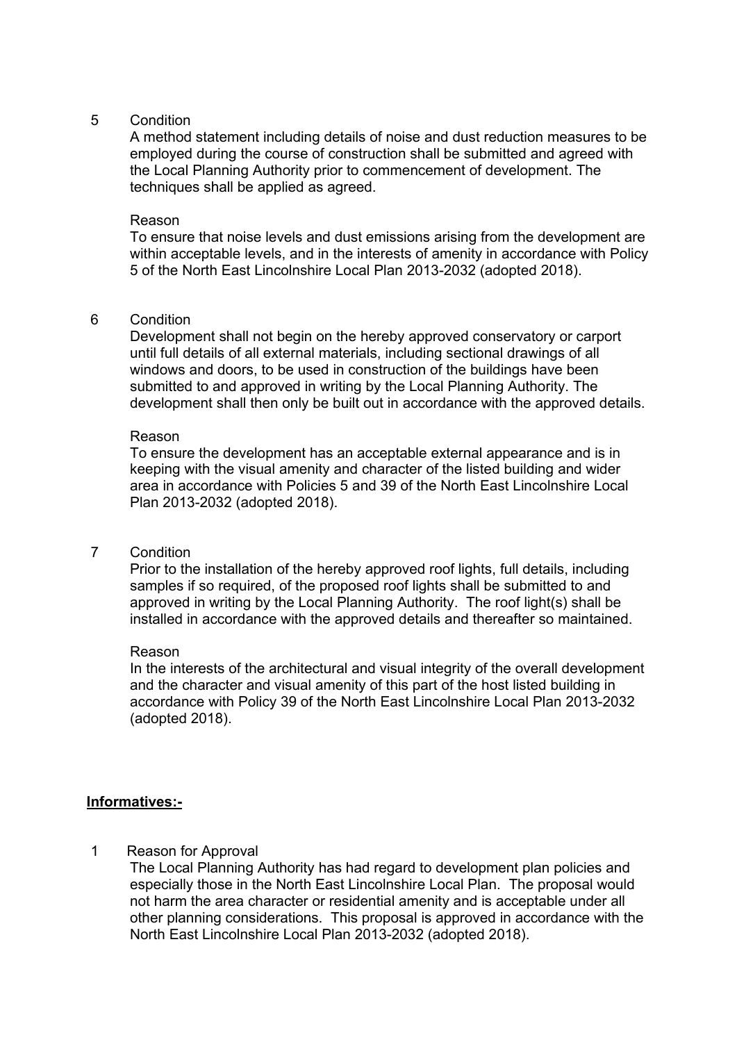5 Condition

A method statement including details of noise and dust reduction measures to be employed during the course of construction shall be submitted and agreed with the Local Planning Authority prior to commencement of development. The techniques shall be applied as agreed.

Reason

To ensure that noise levels and dust emissions arising from the development are within acceptable levels, and in the interests of amenity in accordance with Policy 5 of the North East Lincolnshire Local Plan 2013-2032 (adopted 2018).

6 Condition

Development shall not begin on the hereby approved conservatory or carport until full details of all external materials, including sectional drawings of all windows and doors, to be used in construction of the buildings have been submitted to and approved in writing by the Local Planning Authority. The development shall then only be built out in accordance with the approved details.

Reason

To ensure the development has an acceptable external appearance and is in keeping with the visual amenity and character of the listed building and wider area in accordance with Policies 5 and 39 of the North East Lincolnshire Local Plan 2013-2032 (adopted 2018).

7 Condition

Prior to the installation of the hereby approved roof lights, full details, including samples if so required, of the proposed roof lights shall be submitted to and approved in writing by the Local Planning Authority. The roof light(s) shall be installed in accordance with the approved details and thereafter so maintained.

Reason

In the interests of the architectural and visual integrity of the overall development and the character and visual amenity of this part of the host listed building in accordance with Policy 39 of the North East Lincolnshire Local Plan 2013-2032 (adopted 2018).

**Informatives:-**

1 Reason for Approval

The Local Planning Authority has had regard to development plan policies and especially those in the North East Lincolnshire Local Plan. The proposal would not harm the area character or residential amenity and is acceptable under all other planning considerations. This proposal is approved in accordance with the North East Lincolnshire Local Plan 2013-2032 (adopted 2018).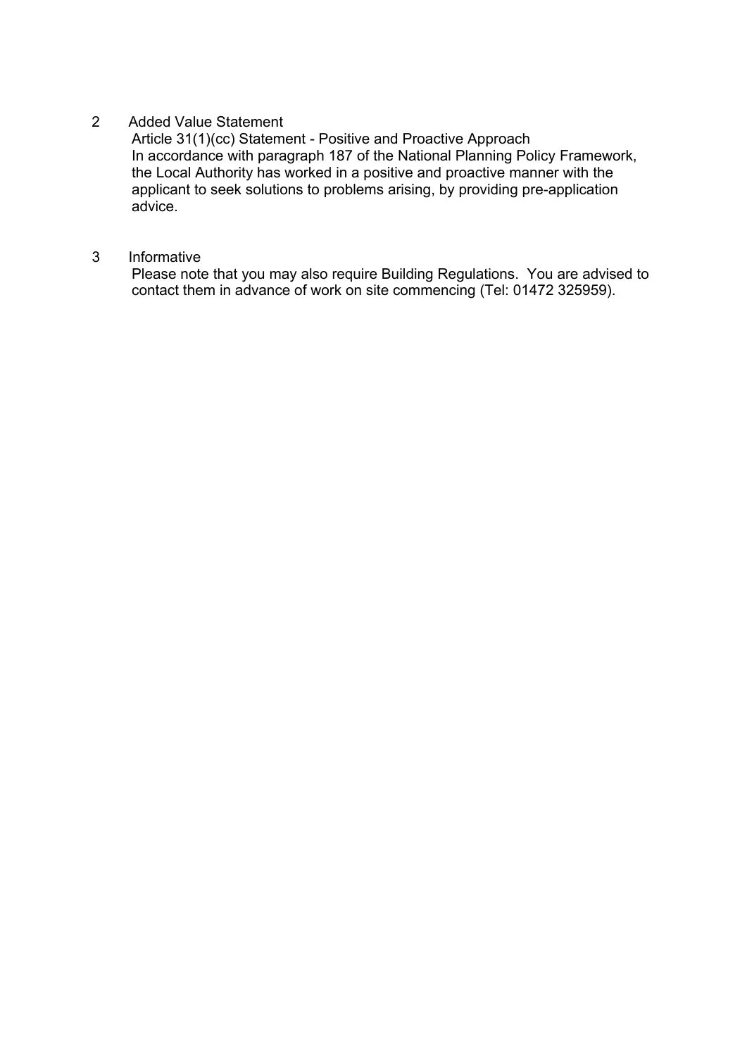2 Added Value Statement

Article 31(1)(cc) Statement - Positive and Proactive Approach
In accordance with paragraph 187 of the National Planning Policy Framework, the Local Authority has worked in a positive and proactive manner with the applicant to seek solutions to problems arising, by providing pre-application advice.

3 Informative

Please note that you may also require Building Regulations. You are advised to contact them in advance of work on site commencing (Tel: 01472 325959).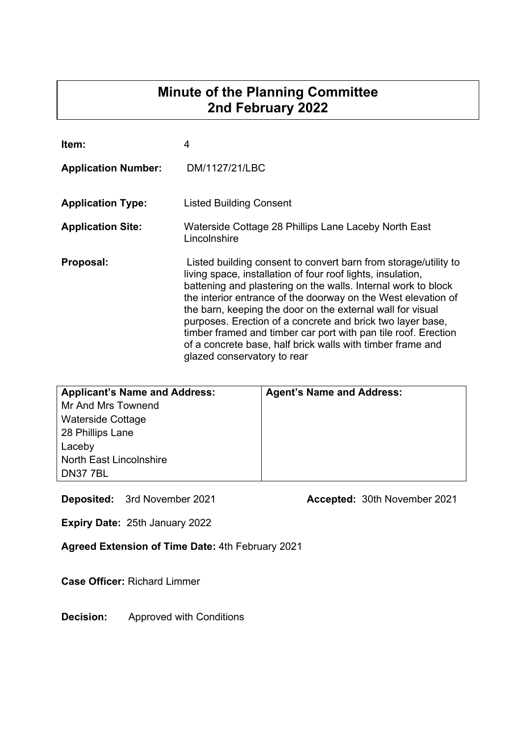# Minute of the Planning Committee
# 2nd February 2022

| | |
|---|---|
| **Item:** | 4 |
| **Application Number:** | DM/1127/21/LBC |
| **Application Type:** | Listed Building Consent |
| **Application Site:** | Waterside Cottage 28 Phillips Lane Laceby North East Lincolnshire |
| **Proposal:** | Listed building consent to convert barn from storage/utility to living space, installation of four roof lights, insulation, battening and plastering on the walls. Internal work to block the interior entrance of the doorway on the West elevation of the barn, keeping the door on the external wall for visual purposes. Erection of a concrete and brick two layer base, timber framed and timber car port with pan tile roof. Erection of a concrete base, half brick walls with timber frame and glazed conservatory to rear |

| **Applicant's Name and Address:** | **Agent's Name and Address:** |
|---|---|
| Mr And Mrs Townend<br>Waterside Cottage<br>28 Phillips Lane<br>Laceby<br>North East Lincolnshire<br>DN37 7BL | |

**Deposited:** 3rd November 2021 **Accepted:** 30th November 2021

**Expiry Date:** 25th January 2022

**Agreed Extension of Time Date:** 4th February 2021

**Case Officer:** Richard Limmer

**Decision:** Approved with Conditions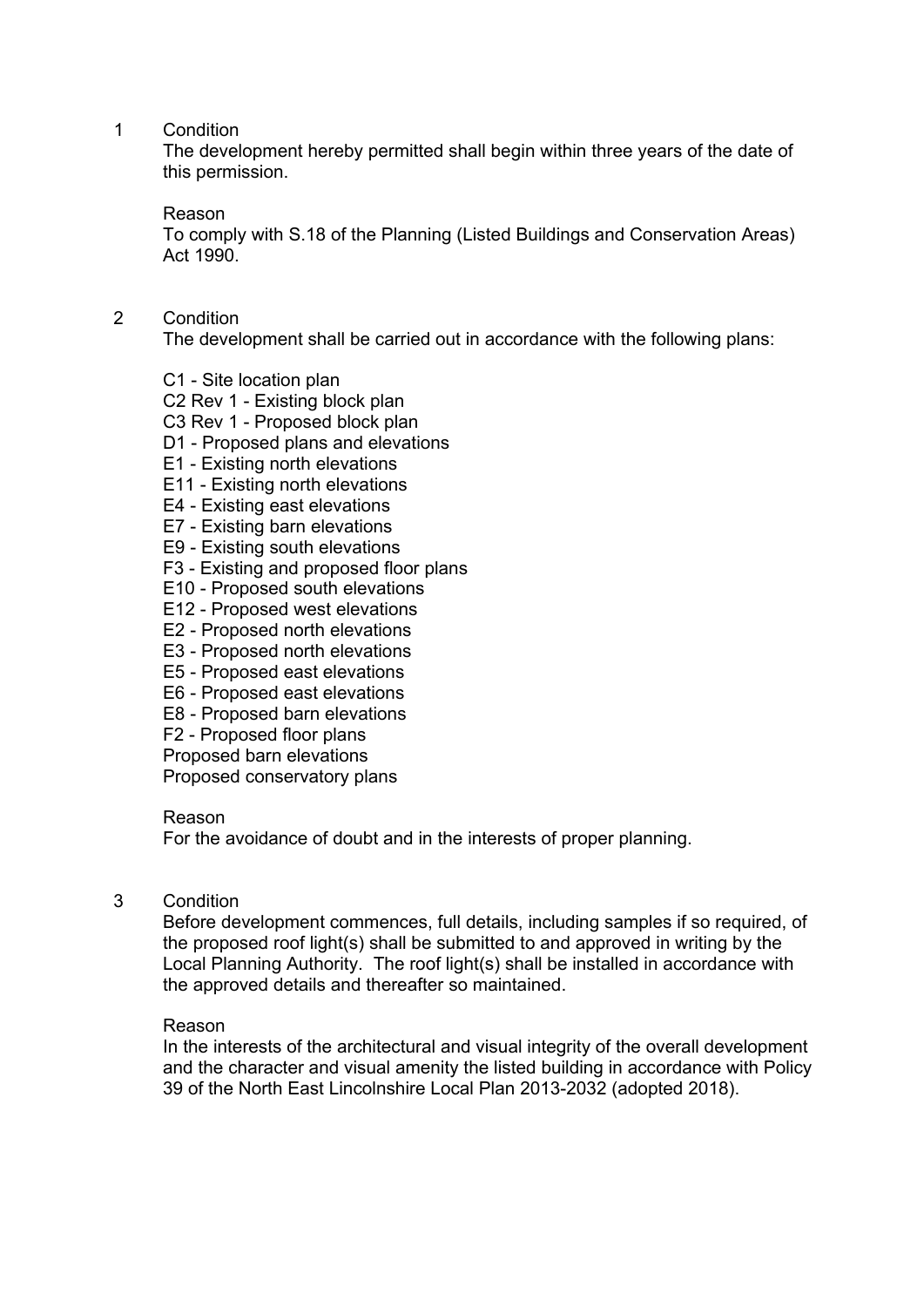1 Condition

The development hereby permitted shall begin within three years of the date of this permission.

Reason

To comply with S.18 of the Planning (Listed Buildings and Conservation Areas) Act 1990.

2 Condition

The development shall be carried out in accordance with the following plans:

C1 - Site location plan
C2 Rev 1 - Existing block plan
C3 Rev 1 - Proposed block plan
D1 - Proposed plans and elevations
E1 - Existing north elevations
E11 - Existing north elevations
E4 - Existing east elevations
E7 - Existing barn elevations
E9 - Existing south elevations
F3 - Existing and proposed floor plans
E10 - Proposed south elevations
E12 - Proposed west elevations
E2 - Proposed north elevations
E3 - Proposed north elevations
E5 - Proposed east elevations
E6 - Proposed east elevations
E8 - Proposed barn elevations
F2 - Proposed floor plans
Proposed barn elevations
Proposed conservatory plans

Reason

For the avoidance of doubt and in the interests of proper planning.

3 Condition

Before development commences, full details, including samples if so required, of the proposed roof light(s) shall be submitted to and approved in writing by the Local Planning Authority. The roof light(s) shall be installed in accordance with the approved details and thereafter so maintained.

Reason

In the interests of the architectural and visual integrity of the overall development and the character and visual amenity the listed building in accordance with Policy 39 of the North East Lincolnshire Local Plan 2013-2032 (adopted 2018).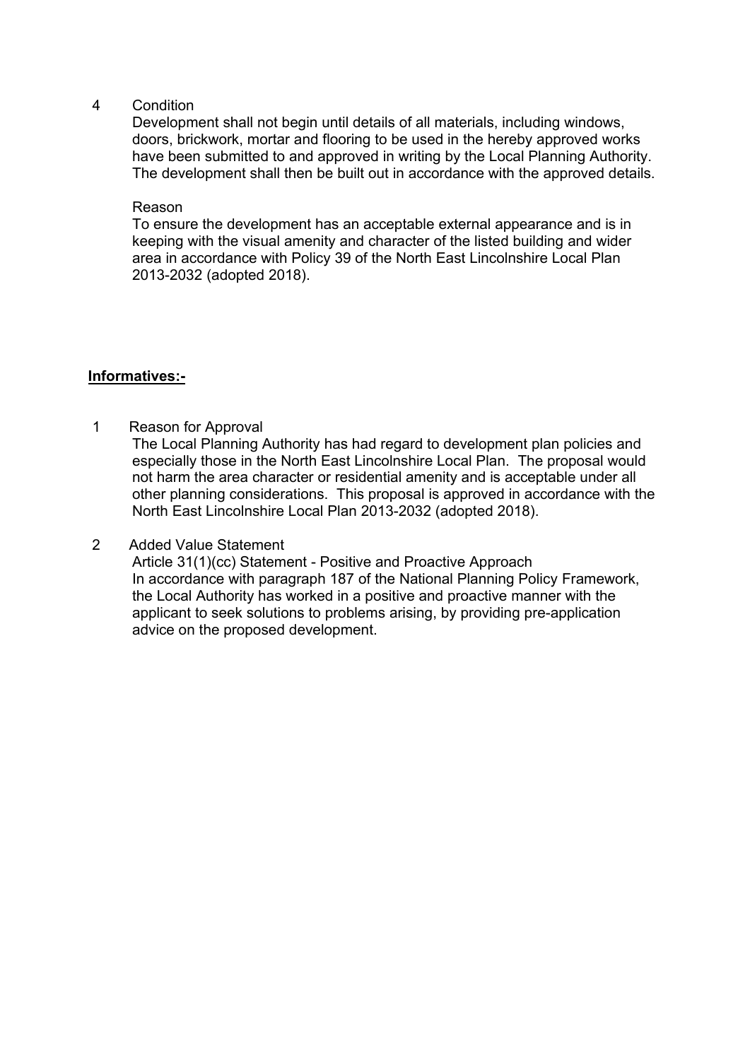4 Condition

Development shall not begin until details of all materials, including windows, doors, brickwork, mortar and flooring to be used in the hereby approved works have been submitted to and approved in writing by the Local Planning Authority. The development shall then be built out in accordance with the approved details.

Reason

To ensure the development has an acceptable external appearance and is in keeping with the visual amenity and character of the listed building and wider area in accordance with Policy 39 of the North East Lincolnshire Local Plan 2013-2032 (adopted 2018).

**Informatives:-**

1 Reason for Approval

The Local Planning Authority has had regard to development plan policies and especially those in the North East Lincolnshire Local Plan. The proposal would not harm the area character or residential amenity and is acceptable under all other planning considerations. This proposal is approved in accordance with the North East Lincolnshire Local Plan 2013-2032 (adopted 2018).

2 Added Value Statement

Article 31(1)(cc) Statement - Positive and Proactive Approach

In accordance with paragraph 187 of the National Planning Policy Framework, the Local Authority has worked in a positive and proactive manner with the applicant to seek solutions to problems arising, by providing pre-application advice on the proposed development.